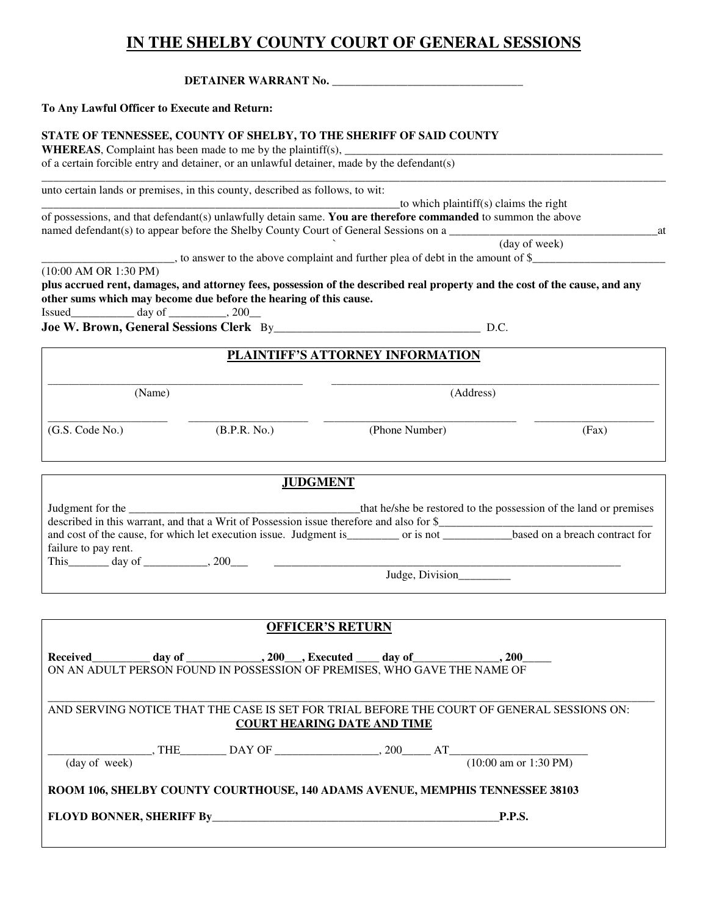# IN THE SHELBY COUNTY COURT OF GENERAL SESSIONS

**DETAINER WARRANT No. ________________________________**

**To Any Lawful Officer to Execute and Return:**

**STATE OF TENNESSEE, COUNTY OF SHELBY, TO THE SHERIFF OF SAID COUNTY**

**WHEREAS**, Complaint has been made to me by the plaintiff(s), ________________________________________________________
of a certain forcible entry and detainer, or an unlawful detainer, made by the defendant(s)

______________________________________________________________________________________________________________

unto certain lands or premises, in this county, described as follows, to wit:

____________________________________________________________to which plaintiff(s) claims the right of possessions, and that defendant(s) unlawfully detain same. **You are therefore commanded** to summon the above named defendant(s) to appear before the Shelby County Court of General Sessions on a ____________________________________at
(day of week)

______________________, to answer to the above complaint and further plea of debt in the amount of $______________________
(10:00 AM OR 1:30 PM)

**plus accrued rent, damages, and attorney fees, possession of the described real property and the cost of the cause, and any other sums which may become due before the hearing of this cause.**

Issued___________ day of __________, 200__

**Joe W. Brown, General Sessions Clerk** By___________________________________ D.C.

## PLAINTIFF'S ATTORNEY INFORMATION

____________________________________________ ____________________________________________________________
(Name) (Address)

_____________________ _____________________ _________________________________ _____________________
(G.S. Code No.) (B.P.R. No.) (Phone Number) (Fax)

## JUDGMENT

Judgment for the _________________________________________that he/she be restored to the possession of the land or premises described in this warrant, and that a Writ of Possession issue therefore and also for $_____________________________________ and cost of the cause, for which let execution issue. Judgment is_________ or is not ____________based on a breach contract for failure to pay rent.

This_______ day of ___________, 200___ _______________________________________________________________
Judge, Division_________

## OFFICER'S RETURN

**Received__________ day of _____________, 200___, Executed ____ day of_______________, 200_____**
ON AN ADULT PERSON FOUND IN POSSESSION OF PREMISES, WHO GAVE THE NAME OF

______________________________________________________________________________________________________________

AND SERVING NOTICE THAT THE CASE IS SET FOR TRIAL BEFORE THE COURT OF GENERAL SESSIONS ON:

**COURT HEARING DATE AND TIME**

_________________, THE________ DAY OF __________________, 200_____ AT_______________________
(day of week) (10:00 am or 1:30 PM)

**ROOM 106, SHELBY COUNTY COURTHOUSE, 140 ADAMS AVENUE, MEMPHIS TENNESSEE 38103**

**FLOYD BONNER, SHERIFF By_____________________________________________________P.P.S.**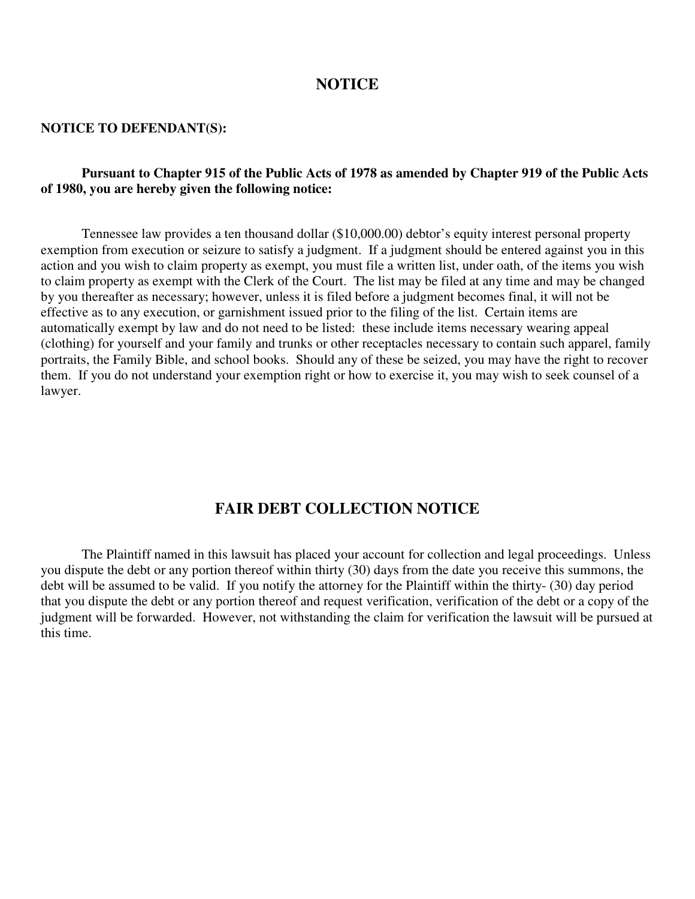# NOTICE

**NOTICE TO DEFENDANT(S):**

**Pursuant to Chapter 915 of the Public Acts of 1978 as amended by Chapter 919 of the Public Acts of 1980, you are hereby given the following notice:**

Tennessee law provides a ten thousand dollar ($10,000.00) debtor's equity interest personal property exemption from execution or seizure to satisfy a judgment. If a judgment should be entered against you in this action and you wish to claim property as exempt, you must file a written list, under oath, of the items you wish to claim property as exempt with the Clerk of the Court. The list may be filed at any time and may be changed by you thereafter as necessary; however, unless it is filed before a judgment becomes final, it will not be effective as to any execution, or garnishment issued prior to the filing of the list. Certain items are automatically exempt by law and do not need to be listed: these include items necessary wearing appeal (clothing) for yourself and your family and trunks or other receptacles necessary to contain such apparel, family portraits, the Family Bible, and school books. Should any of these be seized, you may have the right to recover them. If you do not understand your exemption right or how to exercise it, you may wish to seek counsel of a lawyer.

# FAIR DEBT COLLECTION NOTICE

The Plaintiff named in this lawsuit has placed your account for collection and legal proceedings. Unless you dispute the debt or any portion thereof within thirty (30) days from the date you receive this summons, the debt will be assumed to be valid. If you notify the attorney for the Plaintiff within the thirty- (30) day period that you dispute the debt or any portion thereof and request verification, verification of the debt or a copy of the judgment will be forwarded. However, not withstanding the claim for verification the lawsuit will be pursued at this time.